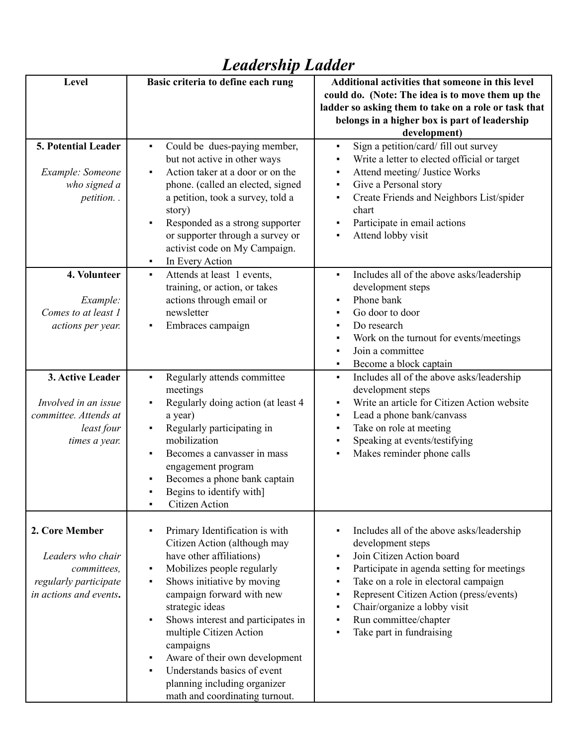# *Leadership Ladder*

| Level | Basic criteria to define each rung | Additional activities that someone in this level could do. (Note: The idea is to move them up the ladder so asking them to take on a role or task that belongs in a higher box is part of leadership development) |
|---|---|---|
| **5. Potential Leader**<br><br>*Example: Someone who signed a petition. .* | ▪ Could be dues-paying member, but not active in other ways<br>▪ Action taker at a door or on the phone. (called an elected, signed a petition, took a survey, told a story)<br>▪ Responded as a strong supporter or supporter through a survey or activist code on My Campaign.<br>▪ In Every Action | ▪ Sign a petition/card/ fill out survey<br>▪ Write a letter to elected official or target<br>▪ Attend meeting/ Justice Works<br>▪ Give a Personal story<br>▪ Create Friends and Neighbors List/spider chart<br>▪ Participate in email actions<br>▪ Attend lobby visit |
| **4. Volunteer**<br><br>*Example: Comes to at least 1 actions per year.* | ▪ Attends at least 1 events, training, or action, or takes actions through email or newsletter<br>▪ Embraces campaign | ▪ Includes all of the above asks/leadership development steps<br>▪ Phone bank<br>▪ Go door to door<br>▪ Do research<br>▪ Work on the turnout for events/meetings<br>▪ Join a committee<br>▪ Become a block captain |
| **3. Active Leader**<br><br>*Involved in an issue committee. Attends at least four times a year.* | ▪ Regularly attends committee meetings<br>▪ Regularly doing action (at least 4 a year)<br>▪ Regularly participating in mobilization<br>▪ Becomes a canvasser in mass engagement program<br>▪ Becomes a phone bank captain<br>▪ Begins to identify with]<br>▪ Citizen Action | ▪ Includes all of the above asks/leadership development steps<br>▪ Write an article for Citizen Action website<br>▪ Lead a phone bank/canvass<br>▪ Take on role at meeting<br>▪ Speaking at events/testifying<br>▪ Makes reminder phone calls |
| **2. Core Member**<br><br>*Leaders who chair committees, regularly participate in actions and events***.** | ▪ Primary Identification is with Citizen Action (although may have other affiliations)<br>▪ Mobilizes people regularly<br>▪ Shows initiative by moving campaign forward with new strategic ideas<br>▪ Shows interest and participates in multiple Citizen Action campaigns<br>▪ Aware of their own development<br>▪ Understands basics of event planning including organizer math and coordinating turnout. | ▪ Includes all of the above asks/leadership development steps<br>▪ Join Citizen Action board<br>▪ Participate in agenda setting for meetings<br>▪ Take on a role in electoral campaign<br>▪ Represent Citizen Action (press/events)<br>▪ Chair/organize a lobby visit<br>▪ Run committee/chapter<br>▪ Take part in fundraising |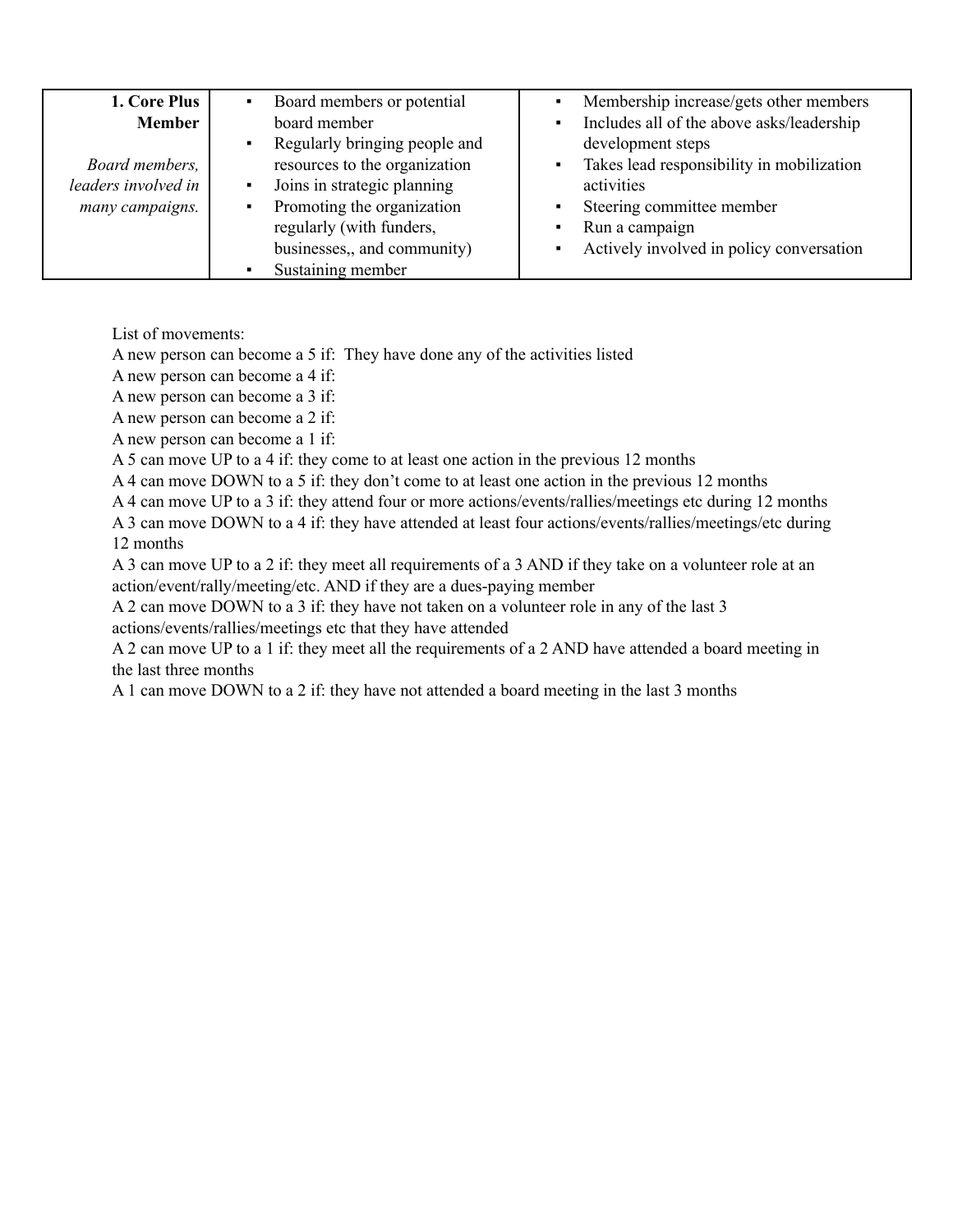| | | |
|---|---|---|
| **1. Core Plus Member**<br><br>*Board members, leaders involved in many campaigns.* | ▪ Board members or potential board member<br>▪ Regularly bringing people and resources to the organization<br>▪ Joins in strategic planning<br>▪ Promoting the organization regularly (with funders, businesses,, and community)<br>▪ Sustaining member | ▪ Membership increase/gets other members<br>▪ Includes all of the above asks/leadership development steps<br>▪ Takes lead responsibility in mobilization activities<br>▪ Steering committee member<br>▪ Run a campaign<br>▪ Actively involved in policy conversation |

List of movements:

A new person can become a 5 if:  They have done any of the activities listed

A new person can become a 4 if:

A new person can become a 3 if:

A new person can become a 2 if:

A new person can become a 1 if:

A 5 can move UP to a 4 if: they come to at least one action in the previous 12 months

A 4 can move DOWN to a 5 if: they don't come to at least one action in the previous 12 months

A 4 can move UP to a 3 if: they attend four or more actions/events/rallies/meetings etc during 12 months

A 3 can move DOWN to a 4 if: they have attended at least four actions/events/rallies/meetings/etc during 12 months

A 3 can move UP to a 2 if: they meet all requirements of a 3 AND if they take on a volunteer role at an action/event/rally/meeting/etc. AND if they are a dues-paying member

A 2 can move DOWN to a 3 if: they have not taken on a volunteer role in any of the last 3 actions/events/rallies/meetings etc that they have attended

A 2 can move UP to a 1 if: they meet all the requirements of a 2 AND have attended a board meeting in the last three months

A 1 can move DOWN to a 2 if: they have not attended a board meeting in the last 3 months